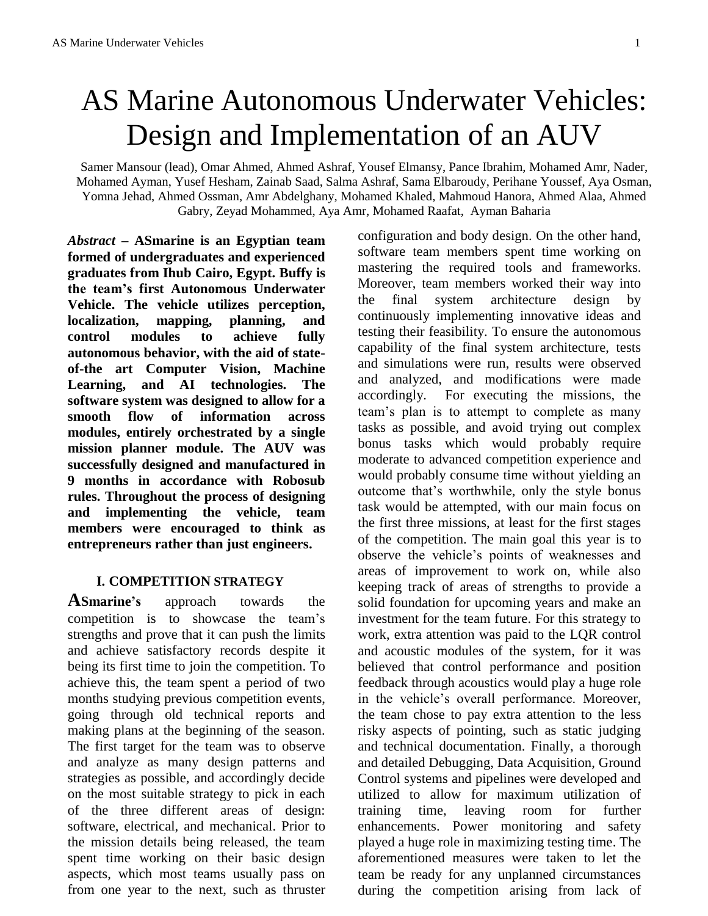# AS Marine Autonomous Underwater Vehicles: Design and Implementation of an AUV

Samer Mansour (lead), Omar Ahmed, Ahmed Ashraf, Yousef Elmansy, Pance Ibrahim, Mohamed Amr, Nader, Mohamed Ayman, Yusef Hesham, Zainab Saad, Salma Ashraf, Sama Elbaroudy, Perihane Youssef, Aya Osman, Yomna Jehad, Ahmed Ossman, Amr Abdelghany, Mohamed Khaled, Mahmoud Hanora, Ahmed Alaa, Ahmed Gabry, Zeyad Mohammed, Aya Amr, Mohamed Raafat, Ayman Baharia

***Abstract* – ASmarine is an Egyptian team formed of undergraduates and experienced graduates from Ihub Cairo, Egypt. Buffy is the team's first Autonomous Underwater Vehicle. The vehicle utilizes perception, localization, mapping, planning, and control modules to achieve fully autonomous behavior, with the aid of state-of-the art Computer Vision, Machine Learning, and AI technologies. The software system was designed to allow for a smooth flow of information across modules, entirely orchestrated by a single mission planner module. The AUV was successfully designed and manufactured in 9 months in accordance with Robosub rules. Throughout the process of designing and implementing the vehicle, team members were encouraged to think as entrepreneurs rather than just engineers.**

## I. COMPETITION STRATEGY

**ASmarine's** approach towards the competition is to showcase the team's strengths and prove that it can push the limits and achieve satisfactory records despite it being its first time to join the competition. To achieve this, the team spent a period of two months studying previous competition events, going through old technical reports and making plans at the beginning of the season. The first target for the team was to observe and analyze as many design patterns and strategies as possible, and accordingly decide on the most suitable strategy to pick in each of the three different areas of design: software, electrical, and mechanical. Prior to the mission details being released, the team spent time working on their basic design aspects, which most teams usually pass on from one year to the next, such as thruster configuration and body design. On the other hand, software team members spent time working on mastering the required tools and frameworks. Moreover, team members worked their way into the final system architecture design by continuously implementing innovative ideas and testing their feasibility. To ensure the autonomous capability of the final system architecture, tests and simulations were run, results were observed and analyzed, and modifications were made accordingly. For executing the missions, the team's plan is to attempt to complete as many tasks as possible, and avoid trying out complex bonus tasks which would probably require moderate to advanced competition experience and would probably consume time without yielding an outcome that's worthwhile, only the style bonus task would be attempted, with our main focus on the first three missions, at least for the first stages of the competition. The main goal this year is to observe the vehicle's points of weaknesses and areas of improvement to work on, while also keeping track of areas of strengths to provide a solid foundation for upcoming years and make an investment for the team future. For this strategy to work, extra attention was paid to the LQR control and acoustic modules of the system, for it was believed that control performance and position feedback through acoustics would play a huge role in the vehicle's overall performance. Moreover, the team chose to pay extra attention to the less risky aspects of pointing, such as static judging and technical documentation. Finally, a thorough and detailed Debugging, Data Acquisition, Ground Control systems and pipelines were developed and utilized to allow for maximum utilization of training time, leaving room for further enhancements. Power monitoring and safety played a huge role in maximizing testing time. The aforementioned measures were taken to let the team be ready for any unplanned circumstances during the competition arising from lack of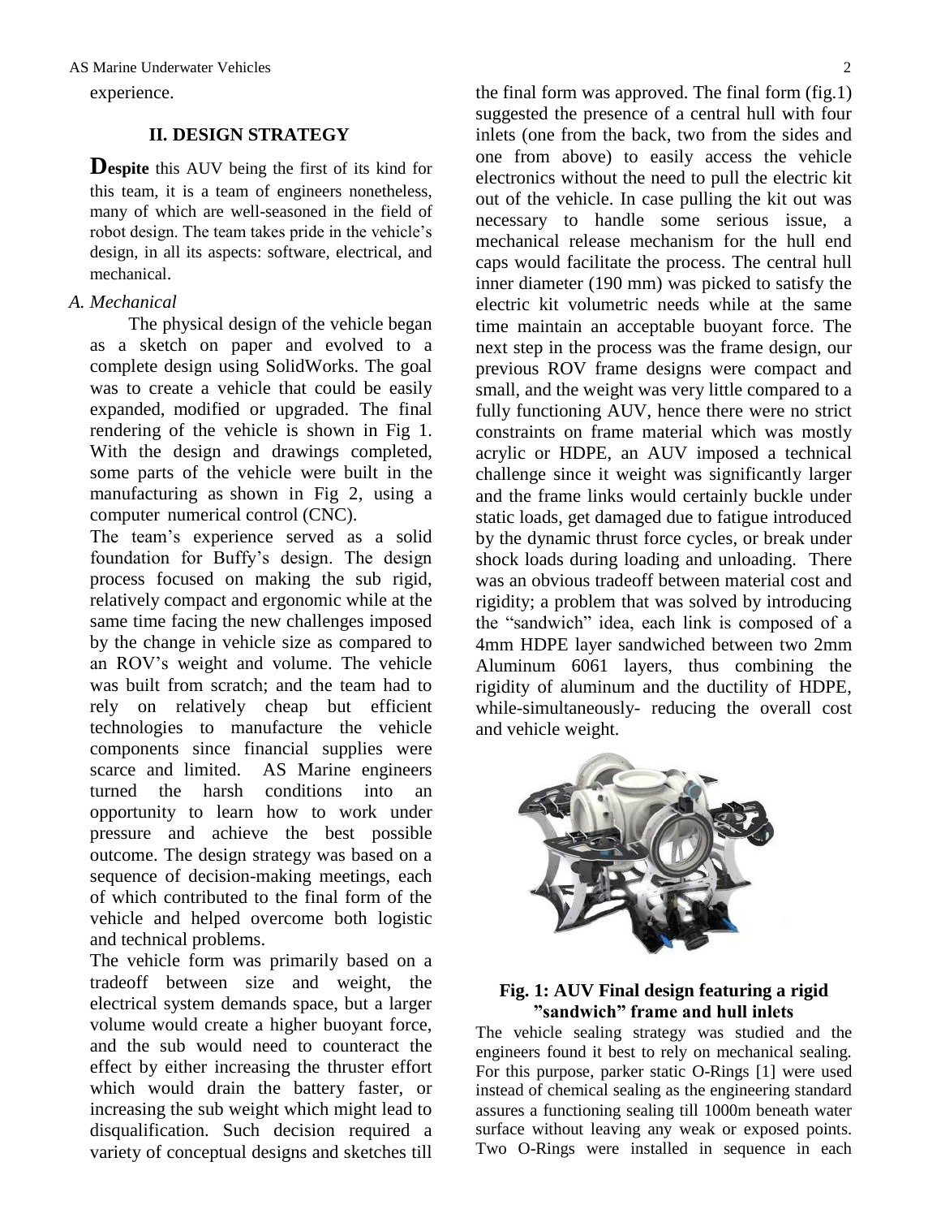experience.

## II. DESIGN STRATEGY

**Despite** this AUV being the first of its kind for this team, it is a team of engineers nonetheless, many of which are well-seasoned in the field of robot design. The team takes pride in the vehicle's design, in all its aspects: software, electrical, and mechanical.

### *A. Mechanical*

The physical design of the vehicle began as a sketch on paper and evolved to a complete design using SolidWorks. The goal was to create a vehicle that could be easily expanded, modified or upgraded. The final rendering of the vehicle is shown in Fig 1. With the design and drawings completed, some parts of the vehicle were built in the manufacturing as shown in Fig 2, using a computer numerical control (CNC).

The team's experience served as a solid foundation for Buffy's design. The design process focused on making the sub rigid, relatively compact and ergonomic while at the same time facing the new challenges imposed by the change in vehicle size as compared to an ROV's weight and volume. The vehicle was built from scratch; and the team had to rely on relatively cheap but efficient technologies to manufacture the vehicle components since financial supplies were scarce and limited. AS Marine engineers turned the harsh conditions into an opportunity to learn how to work under pressure and achieve the best possible outcome. The design strategy was based on a sequence of decision-making meetings, each of which contributed to the final form of the vehicle and helped overcome both logistic and technical problems.

The vehicle form was primarily based on a tradeoff between size and weight, the electrical system demands space, but a larger volume would create a higher buoyant force, and the sub would need to counteract the effect by either increasing the thruster effort which would drain the battery faster, or increasing the sub weight which might lead to disqualification. Such decision required a variety of conceptual designs and sketches till the final form was approved. The final form (fig.1) suggested the presence of a central hull with four inlets (one from the back, two from the sides and one from above) to easily access the vehicle electronics without the need to pull the electric kit out of the vehicle. In case pulling the kit out was necessary to handle some serious issue, a mechanical release mechanism for the hull end caps would facilitate the process. The central hull inner diameter (190 mm) was picked to satisfy the electric kit volumetric needs while at the same time maintain an acceptable buoyant force. The next step in the process was the frame design, our previous ROV frame designs were compact and small, and the weight was very little compared to a fully functioning AUV, hence there were no strict constraints on frame material which was mostly acrylic or HDPE, an AUV imposed a technical challenge since it weight was significantly larger and the frame links would certainly buckle under static loads, get damaged due to fatigue introduced by the dynamic thrust force cycles, or break under shock loads during loading and unloading. There was an obvious tradeoff between material cost and rigidity; a problem that was solved by introducing the "sandwich" idea, each link is composed of a 4mm HDPE layer sandwiched between two 2mm Aluminum 6061 layers, thus combining the rigidity of aluminum and the ductility of HDPE, while-simultaneously- reducing the overall cost and vehicle weight.

**Fig. 1: AUV Final design featuring a rigid "sandwich" frame and hull inlets**

The vehicle sealing strategy was studied and the engineers found it best to rely on mechanical sealing. For this purpose, parker static O-Rings [1] were used instead of chemical sealing as the engineering standard assures a functioning sealing till 1000m beneath water surface without leaving any weak or exposed points. Two O-Rings were installed in sequence in each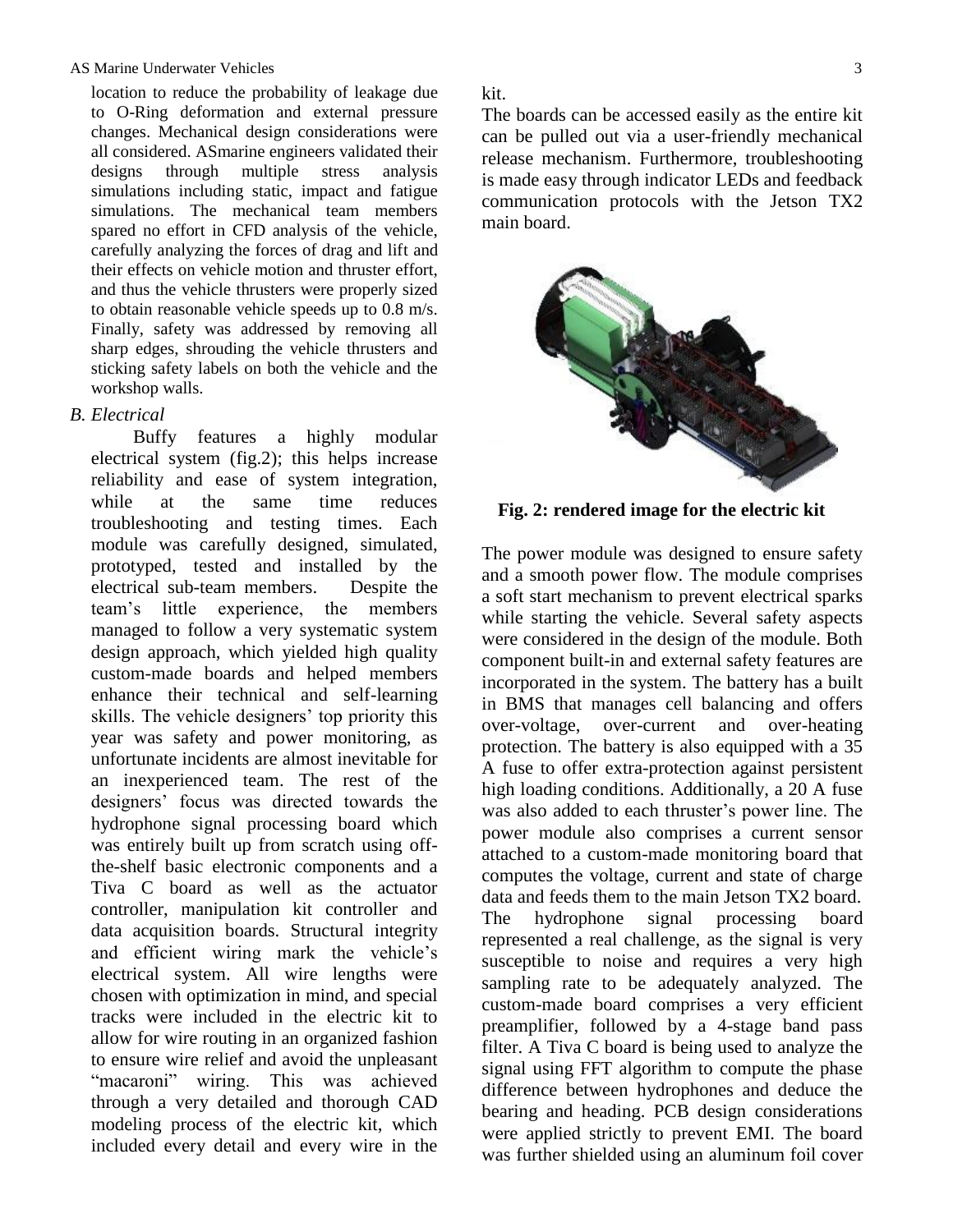location to reduce the probability of leakage due to O-Ring deformation and external pressure changes. Mechanical design considerations were all considered. ASmarine engineers validated their designs through multiple stress analysis simulations including static, impact and fatigue simulations. The mechanical team members spared no effort in CFD analysis of the vehicle, carefully analyzing the forces of drag and lift and their effects on vehicle motion and thruster effort, and thus the vehicle thrusters were properly sized to obtain reasonable vehicle speeds up to 0.8 m/s. Finally, safety was addressed by removing all sharp edges, shrouding the vehicle thrusters and sticking safety labels on both the vehicle and the workshop walls.

*B. Electrical*

Buffy features a highly modular electrical system (fig.2); this helps increase reliability and ease of system integration, while at the same time reduces troubleshooting and testing times. Each module was carefully designed, simulated, prototyped, tested and installed by the electrical sub-team members. Despite the team's little experience, the members managed to follow a very systematic system design approach, which yielded high quality custom-made boards and helped members enhance their technical and self-learning skills. The vehicle designers' top priority this year was safety and power monitoring, as unfortunate incidents are almost inevitable for an inexperienced team. The rest of the designers' focus was directed towards the hydrophone signal processing board which was entirely built up from scratch using off-the-shelf basic electronic components and a Tiva C board as well as the actuator controller, manipulation kit controller and data acquisition boards. Structural integrity and efficient wiring mark the vehicle's electrical system. All wire lengths were chosen with optimization in mind, and special tracks were included in the electric kit to allow for wire routing in an organized fashion to ensure wire relief and avoid the unpleasant "macaroni" wiring. This was achieved through a very detailed and thorough CAD modeling process of the electric kit, which included every detail and every wire in the kit.

The boards can be accessed easily as the entire kit can be pulled out via a user-friendly mechanical release mechanism. Furthermore, troubleshooting is made easy through indicator LEDs and feedback communication protocols with the Jetson TX2 main board.

**Fig. 2: rendered image for the electric kit**

The power module was designed to ensure safety and a smooth power flow. The module comprises a soft start mechanism to prevent electrical sparks while starting the vehicle. Several safety aspects were considered in the design of the module. Both component built-in and external safety features are incorporated in the system. The battery has a built in BMS that manages cell balancing and offers over-voltage, over-current and over-heating protection. The battery is also equipped with a 35 A fuse to offer extra-protection against persistent high loading conditions. Additionally, a 20 A fuse was also added to each thruster's power line. The power module also comprises a current sensor attached to a custom-made monitoring board that computes the voltage, current and state of charge data and feeds them to the main Jetson TX2 board.
The hydrophone signal processing board represented a real challenge, as the signal is very susceptible to noise and requires a very high sampling rate to be adequately analyzed. The custom-made board comprises a very efficient preamplifier, followed by a 4-stage band pass filter. A Tiva C board is being used to analyze the signal using FFT algorithm to compute the phase difference between hydrophones and deduce the bearing and heading. PCB design considerations were applied strictly to prevent EMI. The board was further shielded using an aluminum foil cover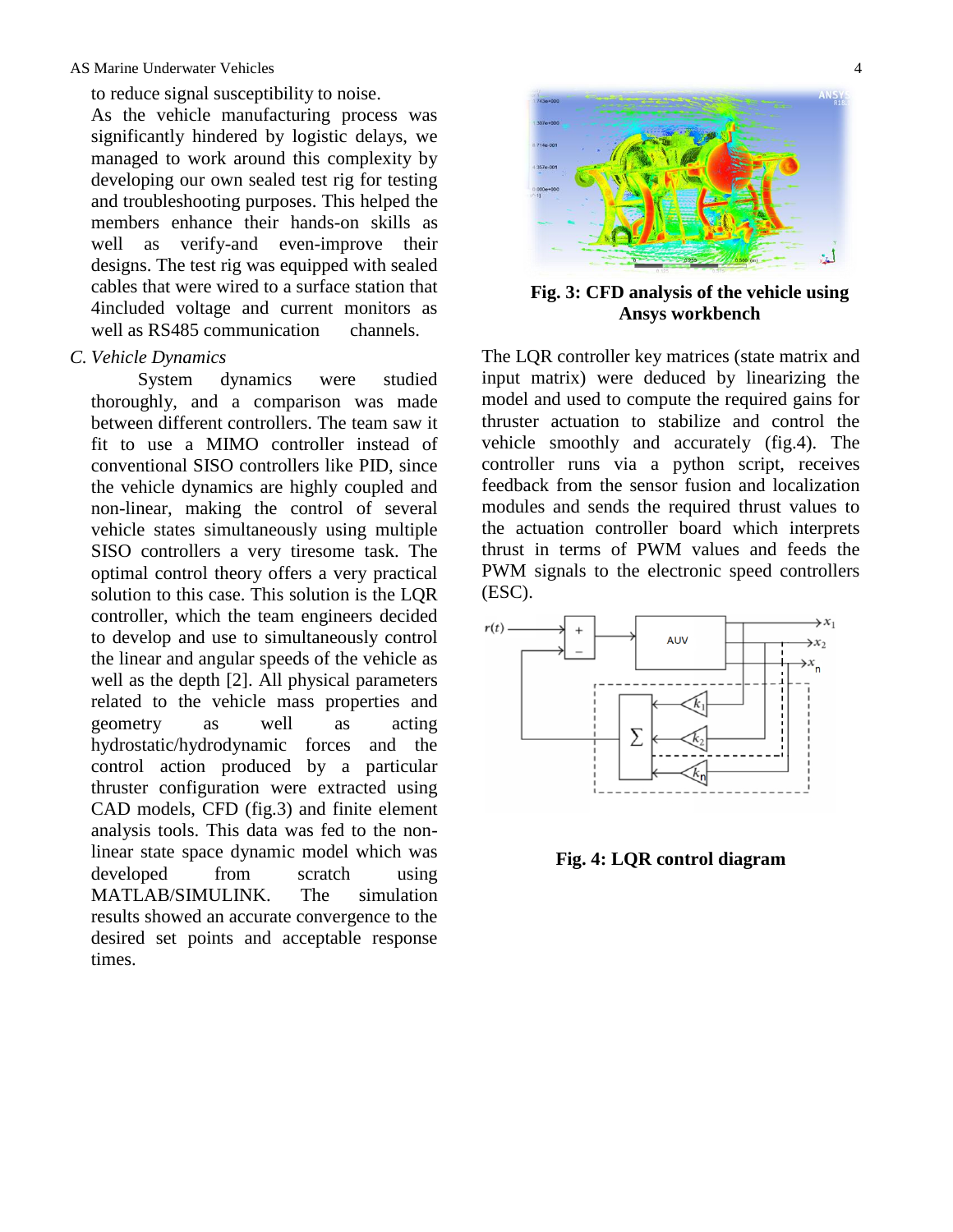to reduce signal susceptibility to noise.

As the vehicle manufacturing process was significantly hindered by logistic delays, we managed to work around this complexity by developing our own sealed test rig for testing and troubleshooting purposes. This helped the members enhance their hands-on skills as well as verify-and even-improve their designs. The test rig was equipped with sealed cables that were wired to a surface station that 4included voltage and current monitors as well as RS485 communication channels.

### *C. Vehicle Dynamics*

System dynamics were studied thoroughly, and a comparison was made between different controllers. The team saw it fit to use a MIMO controller instead of conventional SISO controllers like PID, since the vehicle dynamics are highly coupled and non-linear, making the control of several vehicle states simultaneously using multiple SISO controllers a very tiresome task. The optimal control theory offers a very practical solution to this case. This solution is the LQR controller, which the team engineers decided to develop and use to simultaneously control the linear and angular speeds of the vehicle as well as the depth [2]. All physical parameters related to the vehicle mass properties and geometry as well as acting hydrostatic/hydrodynamic forces and the control action produced by a particular thruster configuration were extracted using CAD models, CFD (fig.3) and finite element analysis tools. This data was fed to the non-linear state space dynamic model which was developed from scratch using MATLAB/SIMULINK. The simulation results showed an accurate convergence to the desired set points and acceptable response times.

**Fig. 3: CFD analysis of the vehicle using Ansys workbench**

The LQR controller key matrices (state matrix and input matrix) were deduced by linearizing the model and used to compute the required gains for thruster actuation to stabilize and control the vehicle smoothly and accurately (fig.4). The controller runs via a python script, receives feedback from the sensor fusion and localization modules and sends the required thrust values to the actuation controller board which interprets thrust in terms of PWM values and feeds the PWM signals to the electronic speed controllers (ESC).

**Fig. 4: LQR control diagram**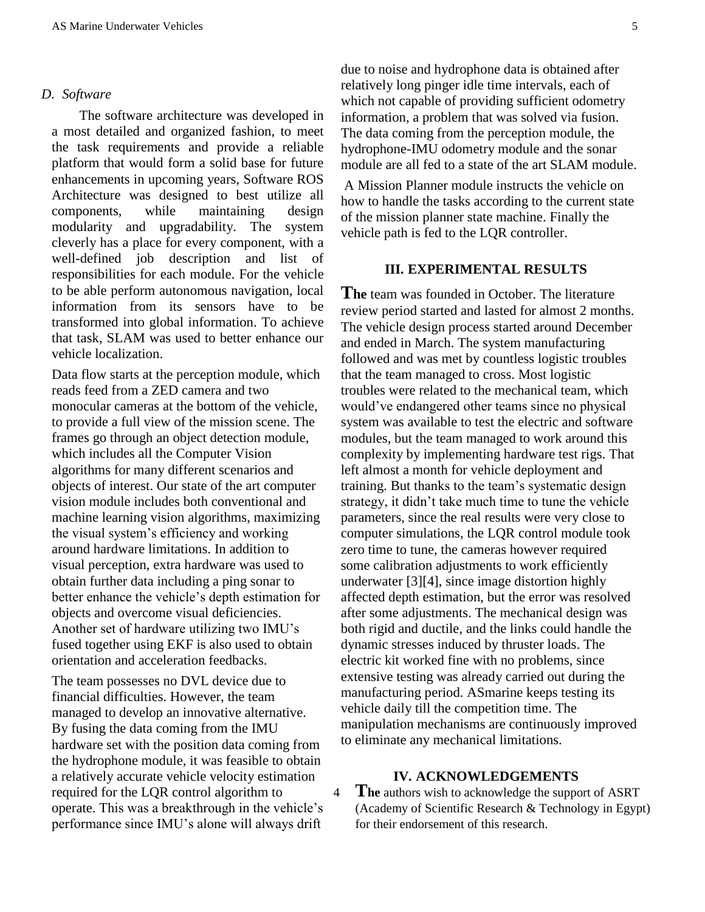### D. Software

The software architecture was developed in a most detailed and organized fashion, to meet the task requirements and provide a reliable platform that would form a solid base for future enhancements in upcoming years, Software ROS Architecture was designed to best utilize all components, while maintaining design modularity and upgradability. The system cleverly has a place for every component, with a well-defined job description and list of responsibilities for each module. For the vehicle to be able perform autonomous navigation, local information from its sensors have to be transformed into global information. To achieve that task, SLAM was used to better enhance our vehicle localization.

Data flow starts at the perception module, which reads feed from a ZED camera and two monocular cameras at the bottom of the vehicle, to provide a full view of the mission scene. The frames go through an object detection module, which includes all the Computer Vision algorithms for many different scenarios and objects of interest. Our state of the art computer vision module includes both conventional and machine learning vision algorithms, maximizing the visual system's efficiency and working around hardware limitations. In addition to visual perception, extra hardware was used to obtain further data including a ping sonar to better enhance the vehicle's depth estimation for objects and overcome visual deficiencies. Another set of hardware utilizing two IMU's fused together using EKF is also used to obtain orientation and acceleration feedbacks.

The team possesses no DVL device due to financial difficulties. However, the team managed to develop an innovative alternative. By fusing the data coming from the IMU hardware set with the position data coming from the hydrophone module, it was feasible to obtain a relatively accurate vehicle velocity estimation required for the LQR control algorithm to operate. This was a breakthrough in the vehicle's performance since IMU's alone will always drift due to noise and hydrophone data is obtained after relatively long pinger idle time intervals, each of which not capable of providing sufficient odometry information, a problem that was solved via fusion. The data coming from the perception module, the hydrophone-IMU odometry module and the sonar module are all fed to a state of the art SLAM module.

A Mission Planner module instructs the vehicle on how to handle the tasks according to the current state of the mission planner state machine. Finally the vehicle path is fed to the LQR controller.

## III. EXPERIMENTAL RESULTS

**The** team was founded in October. The literature review period started and lasted for almost 2 months. The vehicle design process started around December and ended in March. The system manufacturing followed and was met by countless logistic troubles that the team managed to cross. Most logistic troubles were related to the mechanical team, which would've endangered other teams since no physical system was available to test the electric and software modules, but the team managed to work around this complexity by implementing hardware test rigs. That left almost a month for vehicle deployment and training. But thanks to the team's systematic design strategy, it didn't take much time to tune the vehicle parameters, since the real results were very close to computer simulations, the LQR control module took zero time to tune, the cameras however required some calibration adjustments to work efficiently underwater [3][4], since image distortion highly affected depth estimation, but the error was resolved after some adjustments. The mechanical design was both rigid and ductile, and the links could handle the dynamic stresses induced by thruster loads. The electric kit worked fine with no problems, since extensive testing was already carried out during the manufacturing period. ASmarine keeps testing its vehicle daily till the competition time. The manipulation mechanisms are continuously improved to eliminate any mechanical limitations.

## IV. ACKNOWLEDGEMENTS

4 **The** authors wish to acknowledge the support of ASRT (Academy of Scientific Research & Technology in Egypt) for their endorsement of this research.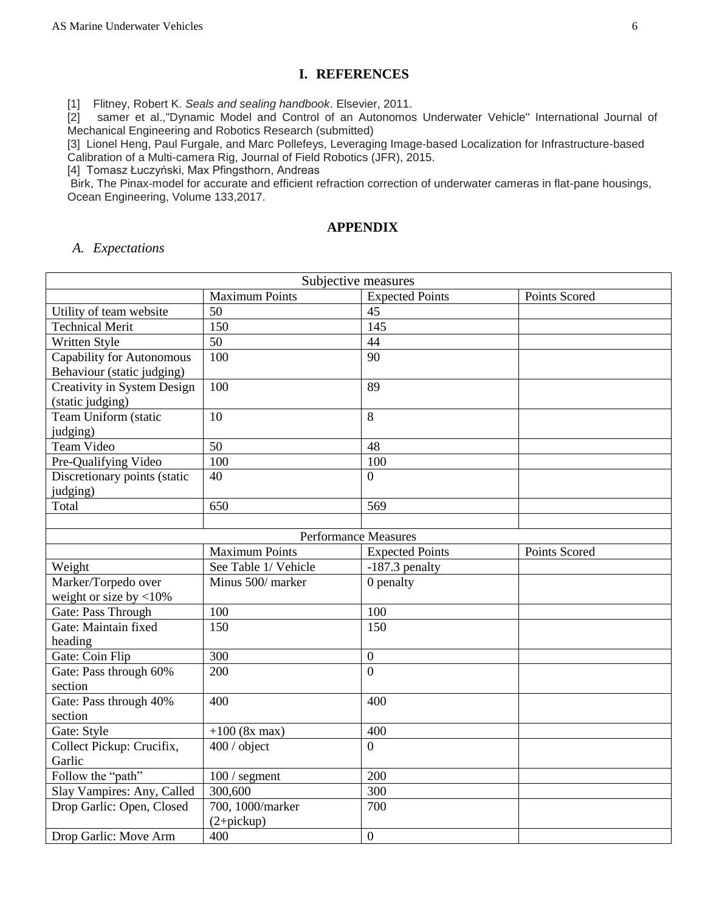## I. REFERENCES

[1] Flitney, Robert K. *Seals and sealing handbook*. Elsevier, 2011.
[2] samer et al.,"Dynamic Model and Control of an Autonomos Underwater Vehicle" International Journal of Mechanical Engineering and Robotics Research (submitted)
[3] Lionel Heng, Paul Furgale, and Marc Pollefeys, Leveraging Image-based Localization for Infrastructure-based Calibration of a Multi-camera Rig, Journal of Field Robotics (JFR), 2015.
[4] Tomasz Łuczyński, Max Pfingsthorn, Andreas Birk, The Pinax-model for accurate and efficient refraction correction of underwater cameras in flat-pane housings, Ocean Engineering, Volume 133,2017.

## APPENDIX

### *A. Expectations*

| Subjective measures | | | |
|---|---|---|---|
| | Maximum Points | Expected Points | Points Scored |
| Utility of team website | 50 | 45 | |
| Technical Merit | 150 | 145 | |
| Written Style | 50 | 44 | |
| Capability for Autonomous Behaviour (static judging) | 100 | 90 | |
| Creativity in System Design (static judging) | 100 | 89 | |
| Team Uniform (static judging) | 10 | 8 | |
| Team Video | 50 | 48 | |
| Pre-Qualifying Video | 100 | 100 | |
| Discretionary points (static judging) | 40 | 0 | |
| Total | 650 | 569 | |
| | | | |
| Performance Measures | | | |
| | Maximum Points | Expected Points | Points Scored |
| Weight | See Table 1/ Vehicle | -187.3 penalty | |
| Marker/Torpedo over weight or size by <10% | Minus 500/ marker | 0 penalty | |
| Gate: Pass Through | 100 | 100 | |
| Gate: Maintain fixed heading | 150 | 150 | |
| Gate: Coin Flip | 300 | 0 | |
| Gate: Pass through 60% section | 200 | 0 | |
| Gate: Pass through 40% section | 400 | 400 | |
| Gate: Style | +100 (8x max) | 400 | |
| Collect Pickup: Crucifix, Garlic | 400 / object | 0 | |
| Follow the "path" | 100 / segment | 200 | |
| Slay Vampires: Any, Called | 300,600 | 300 | |
| Drop Garlic: Open, Closed | 700, 1000/marker (2+pickup) | 700 | |
| Drop Garlic: Move Arm | 400 | 0 | |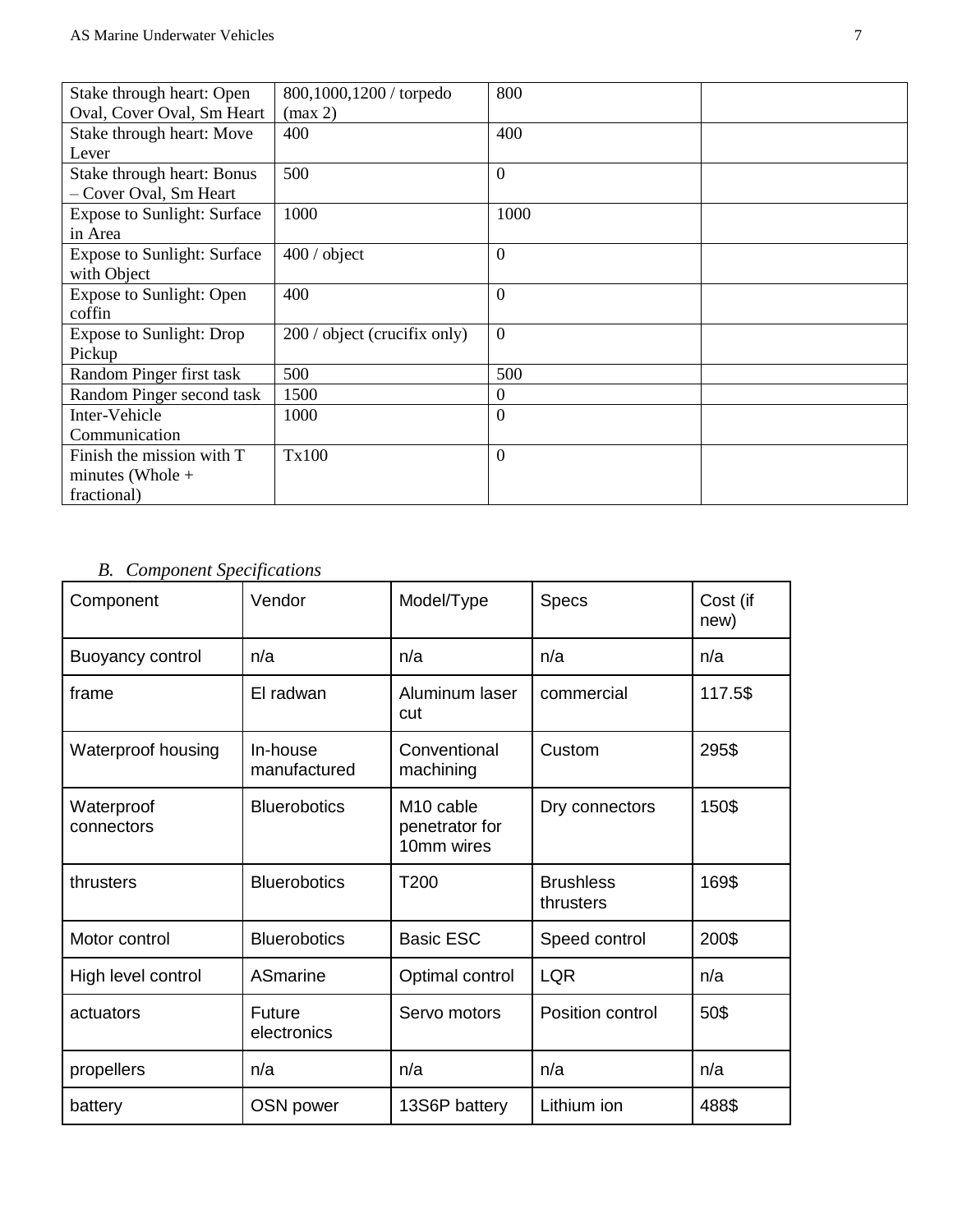| Stake through heart: Open Oval, Cover Oval, Sm Heart | 800,1000,1200 / torpedo (max 2) | 800 | |
|---|---|---|---|
| Stake through heart: Move Lever | 400 | 400 | |
| Stake through heart: Bonus – Cover Oval, Sm Heart | 500 | 0 | |
| Expose to Sunlight: Surface in Area | 1000 | 1000 | |
| Expose to Sunlight: Surface with Object | 400 / object | 0 | |
| Expose to Sunlight: Open coffin | 400 | 0 | |
| Expose to Sunlight: Drop Pickup | 200 / object (crucifix only) | 0 | |
| Random Pinger first task | 500 | 500 | |
| Random Pinger second task | 1500 | 0 | |
| Inter-Vehicle Communication | 1000 | 0 | |
| Finish the mission with T minutes (Whole + fractional) | Tx100 | 0 | |

### *B. Component Specifications*

| Component | Vendor | Model/Type | Specs | Cost (if new) |
|---|---|---|---|---|
| Buoyancy control | n/a | n/a | n/a | n/a |
| frame | El radwan | Aluminum laser cut | commercial | 117.5$ |
| Waterproof housing | In-house manufactured | Conventional machining | Custom | 295$ |
| Waterproof connectors | Bluerobotics | M10 cable penetrator for 10mm wires | Dry connectors | 150$ |
| thrusters | Bluerobotics | T200 | Brushless thrusters | 169$ |
| Motor control | Bluerobotics | Basic ESC | Speed control | 200$ |
| High level control | ASmarine | Optimal control | LQR | n/a |
| actuators | Future electronics | Servo motors | Position control | 50$ |
| propellers | n/a | n/a | n/a | n/a |
| battery | OSN power | 13S6P battery | Lithium ion | 488$ |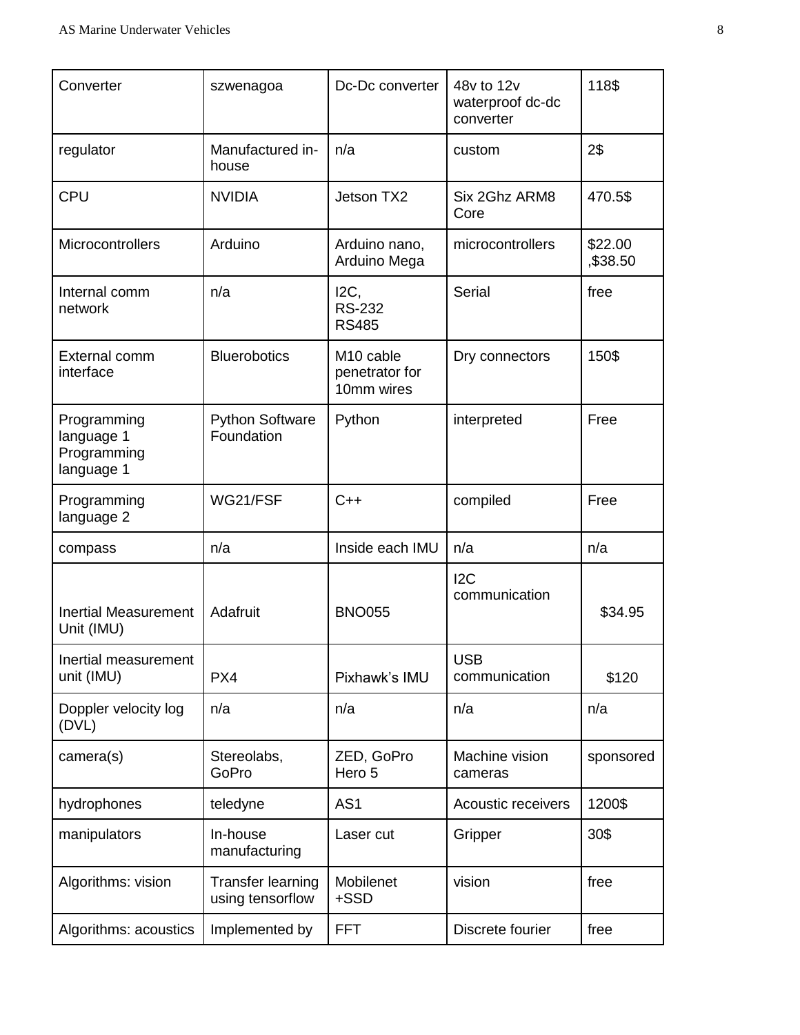| Converter | szwenagoa | Dc-Dc converter | 48v to 12v waterproof dc-dc converter | 118$ |
|---|---|---|---|---|
| regulator | Manufactured in-house | n/a | custom | 2$ |
| CPU | NVIDIA | Jetson TX2 | Six 2Ghz ARM8 Core | 470.5$ |
| Microcontrollers | Arduino | Arduino nano, Arduino Mega | microcontrollers | $22.00 ,$38.50 |
| Internal comm network | n/a | I2C, RS-232 RS485 | Serial | free |
| External comm interface | Bluerobotics | M10 cable penetrator for 10mm wires | Dry connectors | 150$ |
| Programming language 1 Programming language 1 | Python Software Foundation | Python | interpreted | Free |
| Programming language 2 | WG21/FSF | C++ | compiled | Free |
| compass | n/a | Inside each IMU | n/a | n/a |
| Inertial Measurement Unit (IMU) | Adafruit | BNO055 | I2C communication | $34.95 |
| Inertial measurement unit (IMU) | PX4 | Pixhawk's IMU | USB communication | $120 |
| Doppler velocity log (DVL) | n/a | n/a | n/a | n/a |
| camera(s) | Stereolabs, GoPro | ZED, GoPro Hero 5 | Machine vision cameras | sponsored |
| hydrophones | teledyne | AS1 | Acoustic receivers | 1200$ |
| manipulators | In-house manufacturing | Laser cut | Gripper | 30$ |
| Algorithms: vision | Transfer learning using tensorflow | Mobilenet +SSD | vision | free |
| Algorithms: acoustics | Implemented by | FFT | Discrete fourier | free |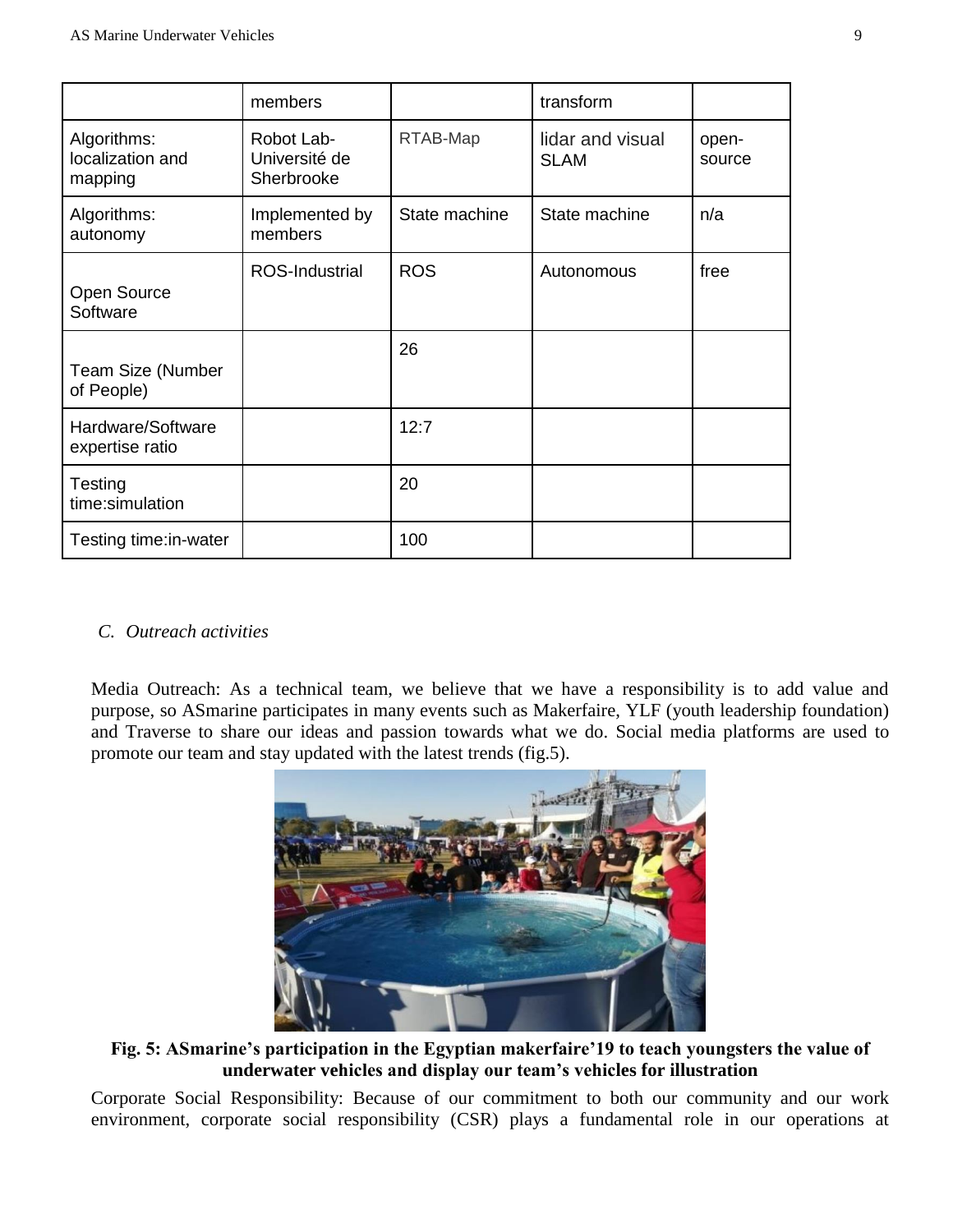|  | members |  | transform |  |
| --- | --- | --- | --- | --- |
| Algorithms: localization and mapping | Robot Lab- Université de Sherbrooke | RTAB-Map | lidar and visual SLAM | open-source |
| Algorithms: autonomy | Implemented by members | State machine | State machine | n/a |
| Open Source Software | ROS-Industrial | ROS | Autonomous | free |
| Team Size (Number of People) |  | 26 |  |  |
| Hardware/Software expertise ratio |  | 12:7 |  |  |
| Testing time:simulation |  | 20 |  |  |
| Testing time:in-water |  | 100 |  |  |

### *C. Outreach activities*

Media Outreach: As a technical team, we believe that we have a responsibility is to add value and purpose, so ASmarine participates in many events such as Makerfaire, YLF (youth leadership foundation) and Traverse to share our ideas and passion towards what we do. Social media platforms are used to promote our team and stay updated with the latest trends (fig.5).

**Fig. 5: ASmarine's participation in the Egyptian makerfaire'19 to teach youngsters the value of underwater vehicles and display our team's vehicles for illustration**

Corporate Social Responsibility: Because of our commitment to both our community and our work environment, corporate social responsibility (CSR) plays a fundamental role in our operations at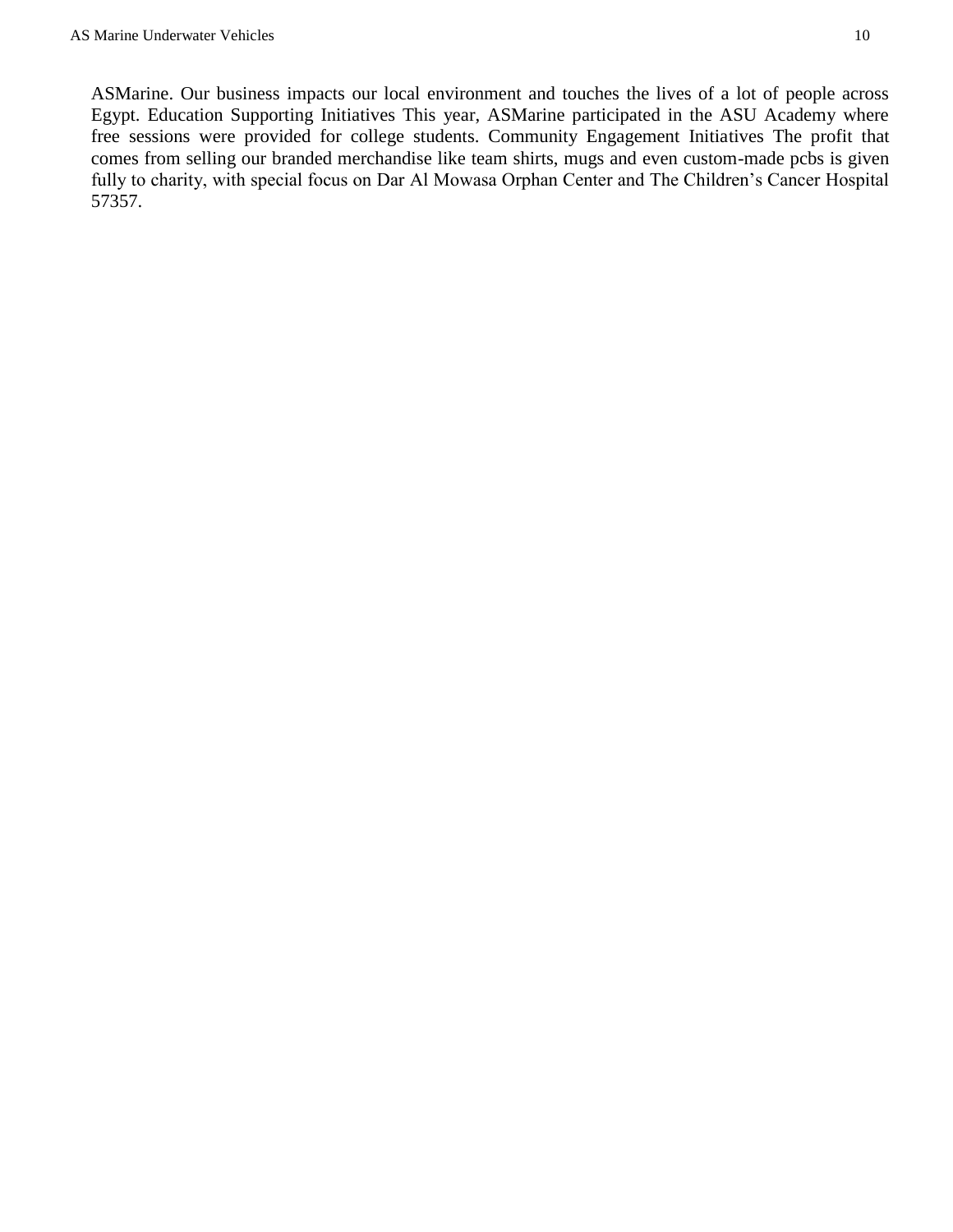ASMarine. Our business impacts our local environment and touches the lives of a lot of people across Egypt. Education Supporting Initiatives This year, ASMarine participated in the ASU Academy where free sessions were provided for college students. Community Engagement Initiatives The profit that comes from selling our branded merchandise like team shirts, mugs and even custom-made pcbs is given fully to charity, with special focus on Dar Al Mowasa Orphan Center and The Children's Cancer Hospital 57357.